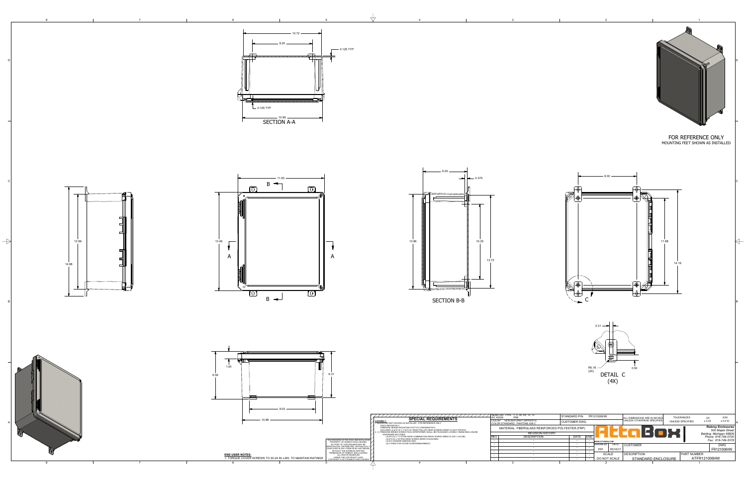## SECTION A-A

10.72
8.25
0.125 TYP
0.125 TYP
10.95

## SECTION B-B

6.05
0.375
12.96
10.25
12.72

11.83
13.46
A
A
B
B

12.99
14.98

8.00
11.88
14.19
C

## DETAIL C (4X)

0.31
R0.16 (2X)
0.50

1.00
6.56
6.31
9.03
10.99

**FOR REFERENCE ONLY**
MOUNTING FEET SHOWN AS INSTALLED

## SPECIAL REQUIREMENTS

**ASSEMBLY:**

1. MOUNTING FEET SHOWN AS INSTALLED - FOR REFERENCE ONLY
   SOLD SEPARATELY
   FREEDOM SERIES MOUNTING FOOT KIT (FRFMKBFTKIT)
   INCLUDES (4) #10-32 x 7/16 FLAT HEAD PHILLIPS HEAD SCREWS (RMSC10-32X7/16PHPH)
2. (1) FREEDOM SERIES SCREW PACK (WFOPRFREF) SHALL BE PACKAGED LOOSELY INSIDE ENCLOSURE
   HARDWARE INCLUDES:
   (2) #10-32 x 1 1/4 PAN HEAD COMBINATION DRIVE SCREW (RMSC10-32X1-1/4COM)
   (4) #10-32 x 3/8 PAN HEAD SCREW (RMSC10-32X3/8ZN)
   (4) #10 WASHER (RMWASC10ZN)
   (2) O RING FOR COVER SCREW (RMASM8007)

**END USER NOTES:**
1. TORQUE COVER SCREWS TO 20-24 IN.-LBS. TO MAINTAIN RATINGS

THIS DRAWING IS THE SOLE AND EXCLUSIVE PROPERTY OF ROBROY ENCLOSURES. NO PART OF THIS DRAWING MAY BE REPRODUCED, DISTRIBUTED, OR PUBLICALLY DISPLAYED IN ANY FORM OR BY ANY MEANS WITHOUT THE EXPRESS WRITTEN PERMISSION OF ROBROY ENCLOSURES. ALL RIGHTS RESERVED UNDER THE COPYRIGHT LAWS. COPYRIGHT © 2017 ROBROY ENCLOSURES

NEMA 250: TYPE 1, 2, 3X, 4X, 12, 13
IEC 60529: IP66
COLOR: GLACIER GREY (WPR22613)
COLOR STANDARD: PANTONE 428 C
STANDARD P/N: FR121006HW
CUSTOMER DWG:
MATERIAL: FIBERGLASS REINFORCED POLYESTER (FRP)

| REVISION HISTORY | | | |
|---|---|---|---|
| REV | DESCRIPTION | DATE | ENG |
| - | - | - | - |
| - | - | - | - |
| - | - | - | - |
| - | - | - | - |

AttaBox — WWW.ATTABOX.COM

| DRAWN BY | DATE |
|---|---|
| EDI | 05/10/17 |

SCALE: DO NOT SCALE

ALL DIMENSIONS ARE IN INCHES UNLESS OTHERWISE SPECIFIED

| TOLERANCES UNLESS SPECIFIED | .XX | .XXX |
|---|---|---|
| | ± 0.03 | ± 0.010 |

*Robroy Enclosures*
*500 Maple Street*
*Belding, Michigan 48809*
*Phone: 616-794-0700*
*Fax: 616-749-3378*

CUSTOMER:
DESCRIPTION: STANDARD ENCLOSURE
DWG: FR121006HW
PART NUMBER: ATFR121006HW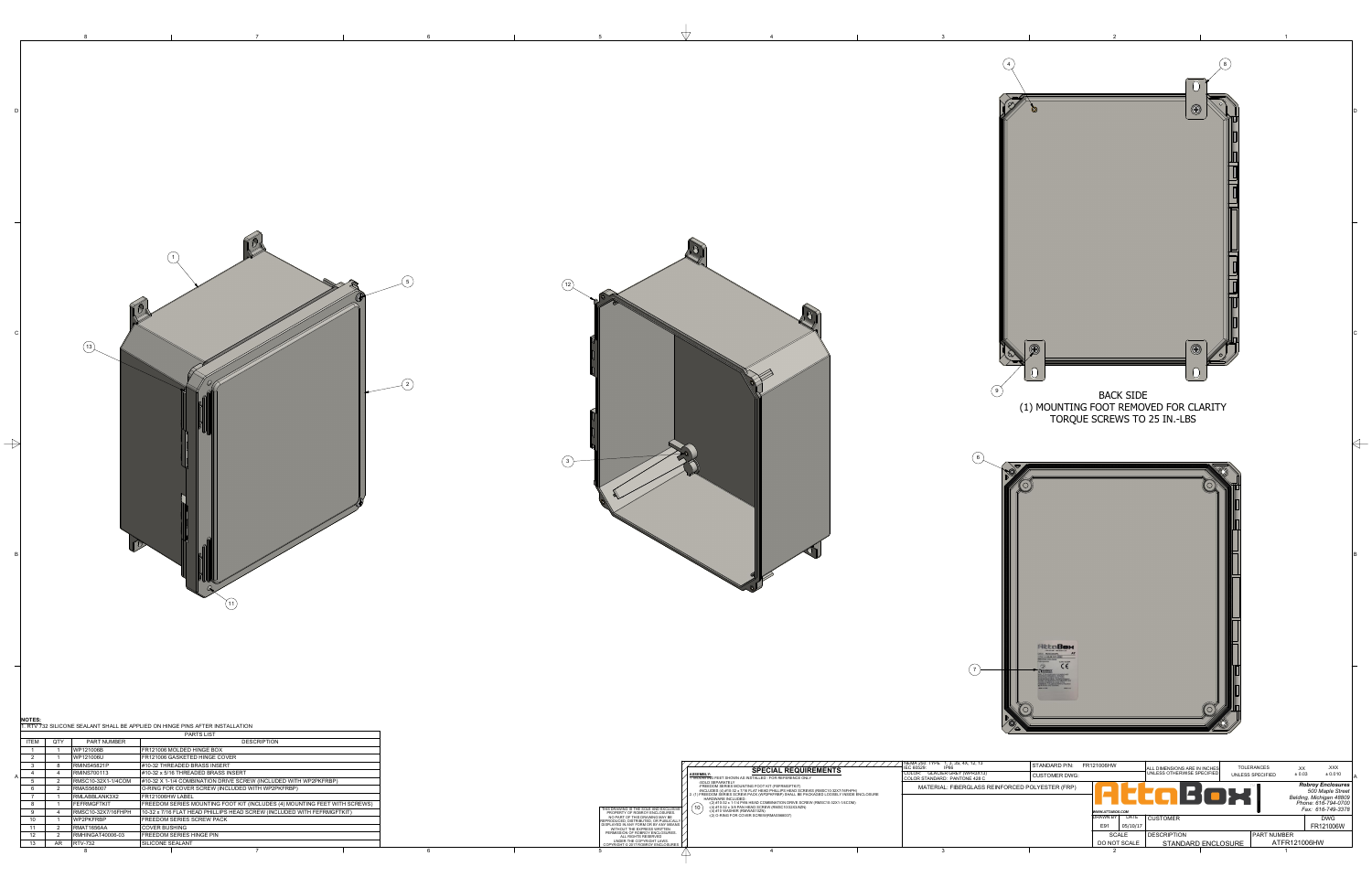BACK SIDE
(1) MOUNTING FOOT REMOVED FOR CLARITY
TORQUE SCREWS TO 25 IN.-LBS

**NOTES:**
1. RTV-732 SILICONE SEALANT SHALL BE APPLIED ON HINGE PINS AFTER INSTALLATION

PARTS LIST

| ITEM | QTY | PART NUMBER | DESCRIPTION |
|---|---|---|---|
| 1 | 1 | WP121006B | FR121006 MOLDED HINGE BOX |
| 2 | 1 | WP121006U | FR121006 GASKETED HINGE COVER |
| 3 | 8 | RMINS45821P | #10-32 THREADED BRASS INSERT |
| 4 | 4 | RMINS700113 | #10-32 x 5/16 THREADED BRASS INSERT |
| 5 | 2 | RMSC10-32X1-1/4COM | #10-32 X 1-1/4 COMBINATION DRIVE SCREW (INCLUDED WITH WP2PKFRBP) |
| 6 | 2 | RMAS568007 | O-RING FOR COVER SCREW (INCLUDED WITH WP2PKFRBP) |
| 7 | 1 | RMLABBLANK3X2 | FR121006HW LABEL |
| 8 | 1 | FEFRMGFTKIT | FREEDOM SERIES MOUNTING FOOT KIT (INCLUDES (4) MOUNTING FEET WITH SCREWS) |
| 9 | 4 | RMSC10-32X7/16FHPH | 10-32 x 7/16 FLAT HEAD PHILLIPS HEAD SCREW (INCLUDED WITH FEFRMGFTKIT) |
| 10 | 1 | WP2PKFRBP | FREEDOM SERIES SCREW PACK |
| 11 | 2 | RMAT1656AA | COVER BUSHING |
| 12 | 2 | RMHINGAT40006-03 | FREEDOM SERIES HINGE PIN |
| 13 | AR | RTV-732 | SILICONE SEALANT |

THIS DRAWING IS THE SOLE AND EXCLUSIVE PROPERTY OF ROBROY ENCLOSURES. NO PART OF THIS DRAWING MAY BE REPRODUCED, DISTRIBUTED, OR PUBLICALLY DISPLAYED IN ANY FORM OR BY ANY MEANS WITHOUT THE EXPRESS WRITTEN PERMISSION OF ROBROY ENCLOSURES. ALL RIGHTS RESERVED UNDER THE COPYRIGHT LAWS. COPYRIGHT © 2017 ROBROY ENCLOSURES

## SPECIAL REQUIREMENTS

ASSEMBLY:
1. MOUNTING FEET SHOWN AS INSTALLED - FOR REFERENCE ONLY (SOLD SEPARATELY)
FREEDOM SERIES MOUNTING FOOT KIT (FEFRMGFTKIT)
INCLUDES (4) #10-32 x 7/16 FLAT HEAD PHILLIPS HEAD SCREWS (RMSC10-32X7/16FHPH)
2. (1) FREEDOM SERIES SCREW PACK (WP2PKFRBP) SHALL BE PACKAGED LOOSELY INSIDE ENCLOSURE
HARDWARE INCLUDES:
(2) #10-32 x 1-1/4 PAN HEAD COMBINATION DRIVE SCREW (RMSC10-32X1-1/4COM)
(4) #10-32 x 3/8 PAN HEAD SCREW (RMSC10-32X3/8ZN)
(4) #10 WASHER (RMWASH10ZN)
(2) O-RING FOR COVER SCREW (RMAS568007)

NEMA 250: TYPE 1, 3, 3S, 4X, 12, 13
IEC 60529: IP66
COLOR: GLACIER GREY (WP428TXT)
COLOR STANDARD: PANTONE 428 C
MATERIAL: FIBERGLASS REINFORCED POLYESTER (FRP)

STANDARD P/N: FR121006HW
CUSTOMER DWG:

ALL DIMENSIONS ARE IN INCHES UNLESS OTHERWISE SPECIFIED

| TOLERANCES UNLESS SPECIFIED | .XX | .XXX |
|---|---|---|
| | ± 0.03 | ± 0.010 |

AttaBox
WWW.ATTABOX.COM

Robroy Enclosures
505 Maple Street
Belding, Michigan 48809
Phone: 616-794-0700
Fax: 616-749-3378

| DRAWN BY | DATE | CUSTOMER | | DWG |
|---|---|---|---|---|
| E91 | 05/10/17 | | | FR121006W |
| SCALE | | DESCRIPTION | PART NUMBER | |
| DO NOT SCALE | | STANDARD ENCLOSURE | ATFR121006HW | |